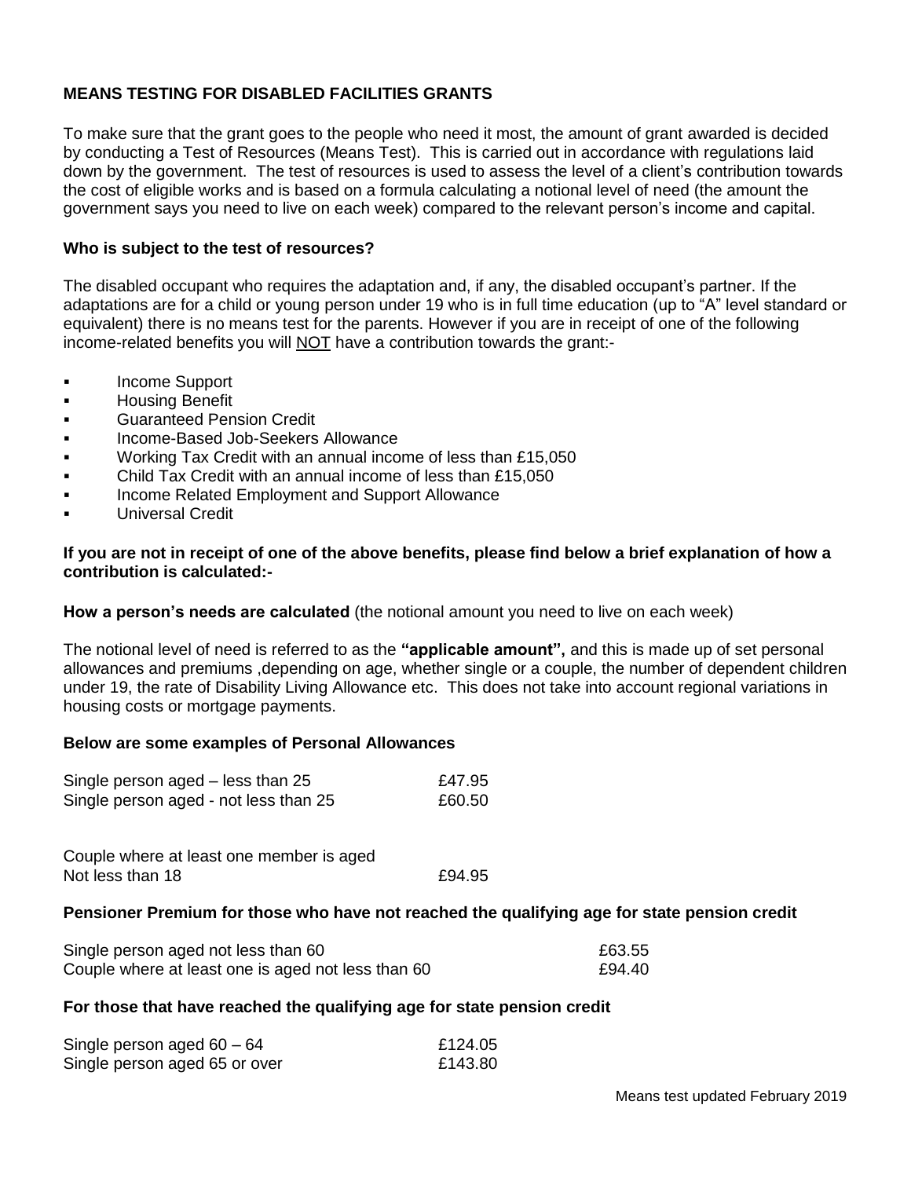**MEANS TESTING FOR DISABLED FACILITIES GRANTS**

To make sure that the grant goes to the people who need it most, the amount of grant awarded is decided by conducting a Test of Resources (Means Test). This is carried out in accordance with regulations laid down by the government. The test of resources is used to assess the level of a client's contribution towards the cost of eligible works and is based on a formula calculating a notional level of need (the amount the government says you need to live on each week) compared to the relevant person's income and capital.

**Who is subject to the test of resources?**

The disabled occupant who requires the adaptation and, if any, the disabled occupant's partner. If the adaptations are for a child or young person under 19 who is in full time education (up to "A" level standard or equivalent) there is no means test for the parents. However if you are in receipt of one of the following income-related benefits you will NOT have a contribution towards the grant:-

- Income Support
- Housing Benefit
- Guaranteed Pension Credit
- Income-Based Job-Seekers Allowance
- Working Tax Credit with an annual income of less than £15,050
- Child Tax Credit with an annual income of less than £15,050
- Income Related Employment and Support Allowance
- Universal Credit

**If you are not in receipt of one of the above benefits, please find below a brief explanation of how a contribution is calculated:-**

**How a person's needs are calculated** (the notional amount you need to live on each week)

The notional level of need is referred to as the **"applicable amount",** and this is made up of set personal allowances and premiums ,depending on age, whether single or a couple, the number of dependent children under 19, the rate of Disability Living Allowance etc. This does not take into account regional variations in housing costs or mortgage payments.

**Below are some examples of Personal Allowances**

| | |
|---|---|
| Single person aged – less than 25 | £47.95 |
| Single person aged - not less than 25 | £60.50 |
| Couple where at least one member is aged Not less than 18 | £94.95 |

**Pensioner Premium for those who have not reached the qualifying age for state pension credit**

| | |
|---|---|
| Single person aged not less than 60 | £63.55 |
| Couple where at least one is aged not less than 60 | £94.40 |

**For those that have reached the qualifying age for state pension credit**

| | |
|---|---|
| Single person aged 60 – 64 | £124.05 |
| Single person aged 65 or over | £143.80 |

Means test updated February 2019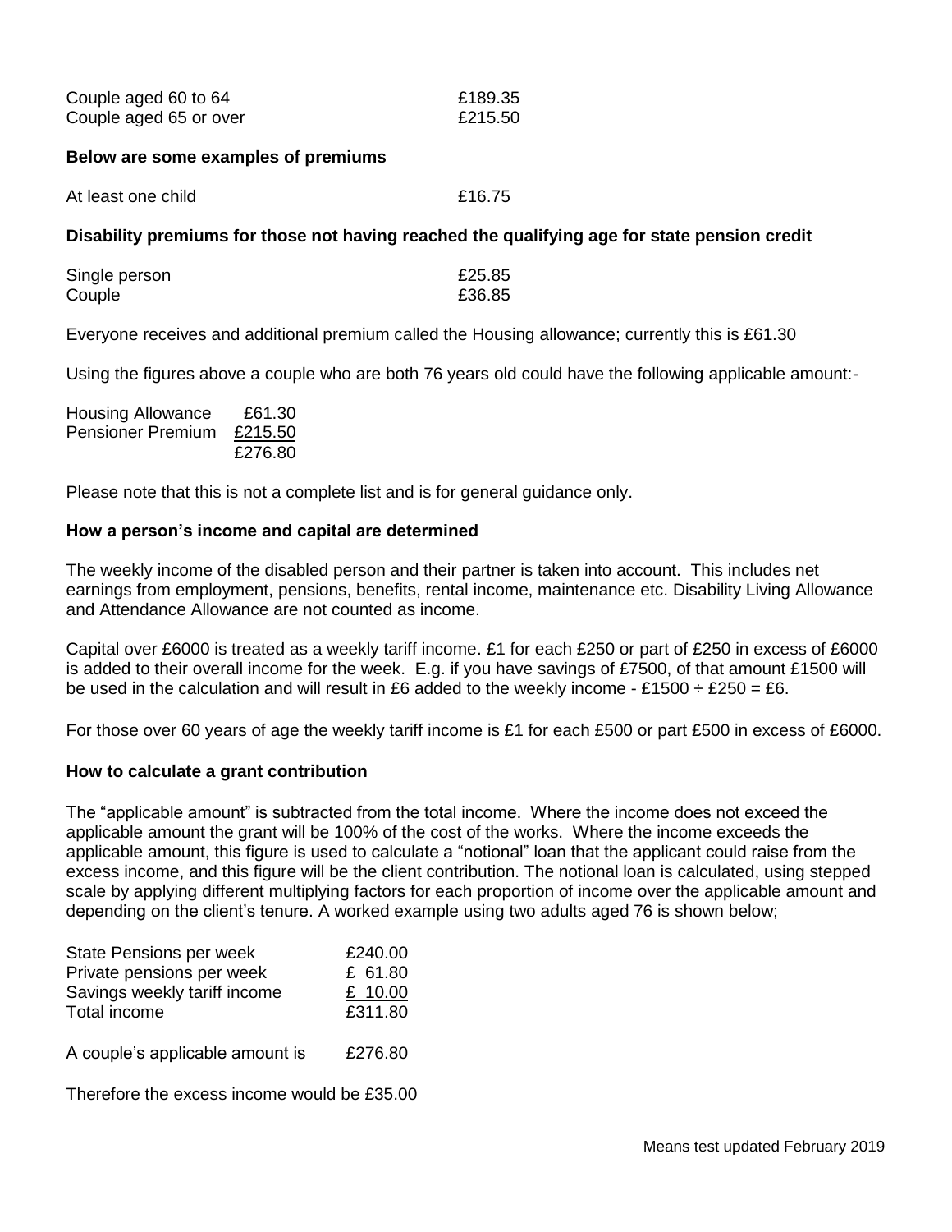| | |
|---|---|
| Couple aged 60 to 64 | £189.35 |
| Couple aged 65 or over | £215.50 |

**Below are some examples of premiums**

| | |
|---|---|
| At least one child | £16.75 |

**Disability premiums for those not having reached the qualifying age for state pension credit**

| | |
|---|---|
| Single person | £25.85 |
| Couple | £36.85 |

Everyone receives and additional premium called the Housing allowance; currently this is £61.30

Using the figures above a couple who are both 76 years old could have the following applicable amount:-

| | |
|---|---|
| Housing Allowance | £61.30 |
| Pensioner Premium | £215.50 |
| | £276.80 |

Please note that this is not a complete list and is for general guidance only.

**How a person's income and capital are determined**

The weekly income of the disabled person and their partner is taken into account. This includes net earnings from employment, pensions, benefits, rental income, maintenance etc. Disability Living Allowance and Attendance Allowance are not counted as income.

Capital over £6000 is treated as a weekly tariff income. £1 for each £250 or part of £250 in excess of £6000 is added to their overall income for the week. E.g. if you have savings of £7500, of that amount £1500 will be used in the calculation and will result in £6 added to the weekly income - £1500 ÷ £250 = £6.

For those over 60 years of age the weekly tariff income is £1 for each £500 or part £500 in excess of £6000.

**How to calculate a grant contribution**

The "applicable amount" is subtracted from the total income. Where the income does not exceed the applicable amount the grant will be 100% of the cost of the works. Where the income exceeds the applicable amount, this figure is used to calculate a "notional" loan that the applicant could raise from the excess income, and this figure will be the client contribution. The notional loan is calculated, using stepped scale by applying different multiplying factors for each proportion of income over the applicable amount and depending on the client's tenure. A worked example using two adults aged 76 is shown below;

| | |
|---|---|
| State Pensions per week | £240.00 |
| Private pensions per week | £ 61.80 |
| Savings weekly tariff income | £ 10.00 |
| Total income | £311.80 |
| | |
| A couple's applicable amount is | £276.80 |

Therefore the excess income would be £35.00

Means test updated February 2019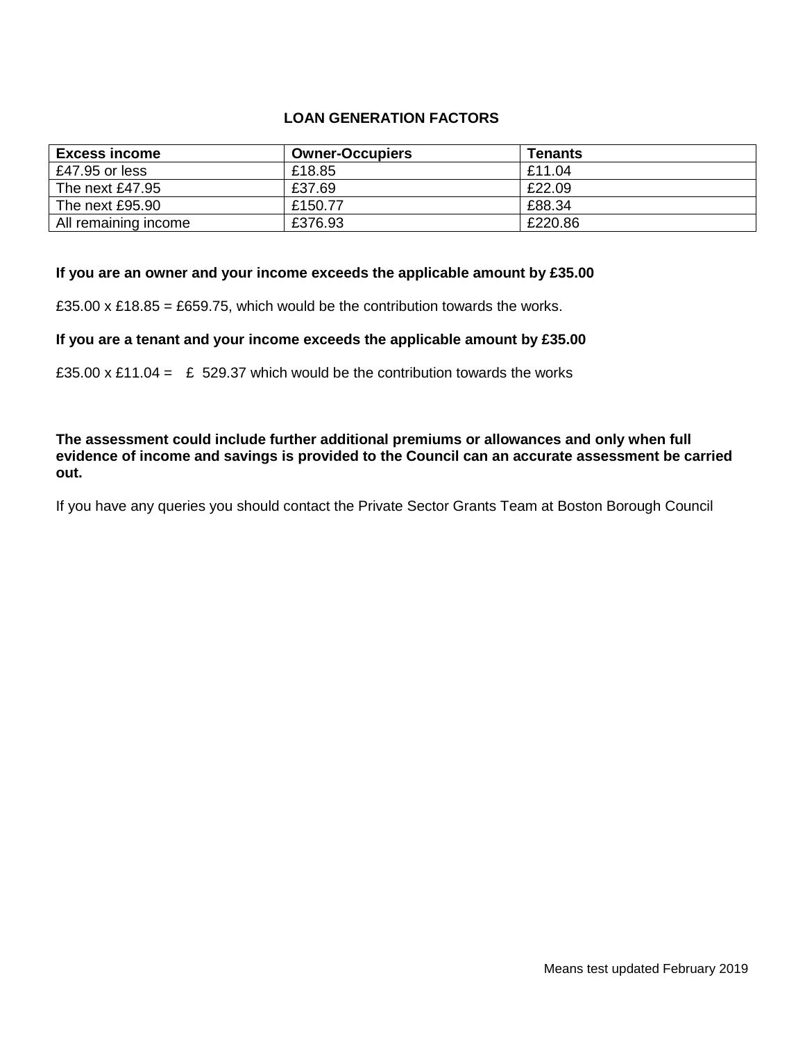## LOAN GENERATION FACTORS

| Excess income | Owner-Occupiers | Tenants |
|---|---|---|
| £47.95 or less | £18.85 | £11.04 |
| The next £47.95 | £37.69 | £22.09 |
| The next £95.90 | £150.77 | £88.34 |
| All remaining income | £376.93 | £220.86 |

**If you are an owner and your income exceeds the applicable amount by £35.00**

£35.00 x £18.85 = £659.75, which would be the contribution towards the works.

**If you are a tenant and your income exceeds the applicable amount by £35.00**

£35.00 x £11.04 = £ 529.37 which would be the contribution towards the works

**The assessment could include further additional premiums or allowances and only when full evidence of income and savings is provided to the Council can an accurate assessment be carried out.**

If you have any queries you should contact the Private Sector Grants Team at Boston Borough Council

Means test updated February 2019